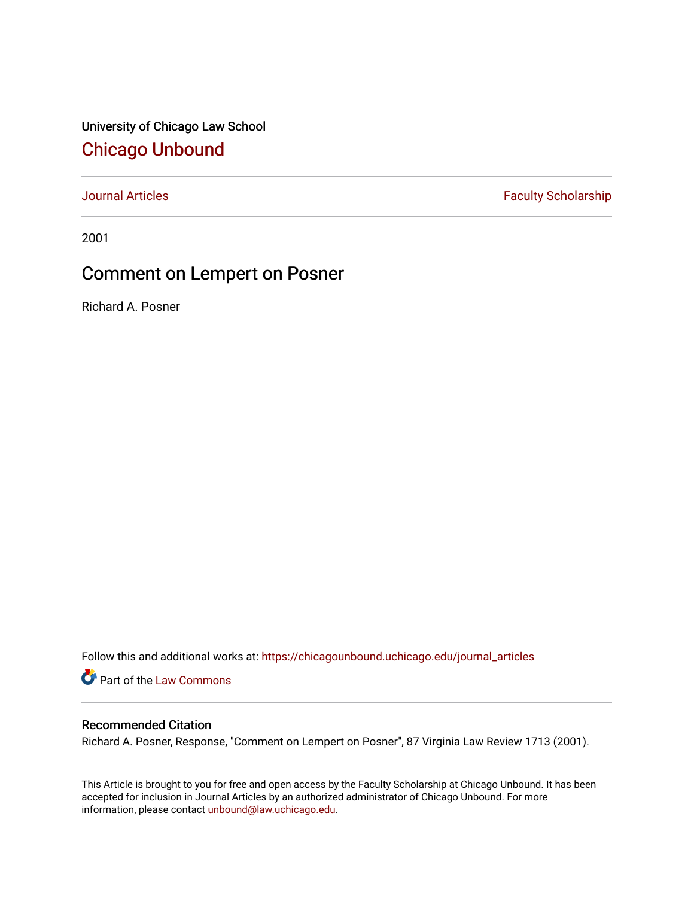University of Chicago Law School

# Chicago Unbound

Journal Articles | Faculty Scholarship

2001

## Comment on Lempert on Posner

Richard A. Posner

Follow this and additional works at: https://chicagounbound.uchicago.edu/journal_articles

Part of the Law Commons

### Recommended Citation

Richard A. Posner, Response, "Comment on Lempert on Posner", 87 Virginia Law Review 1713 (2001).

This Article is brought to you for free and open access by the Faculty Scholarship at Chicago Unbound. It has been accepted for inclusion in Journal Articles by an authorized administrator of Chicago Unbound. For more information, please contact unbound@law.uchicago.edu.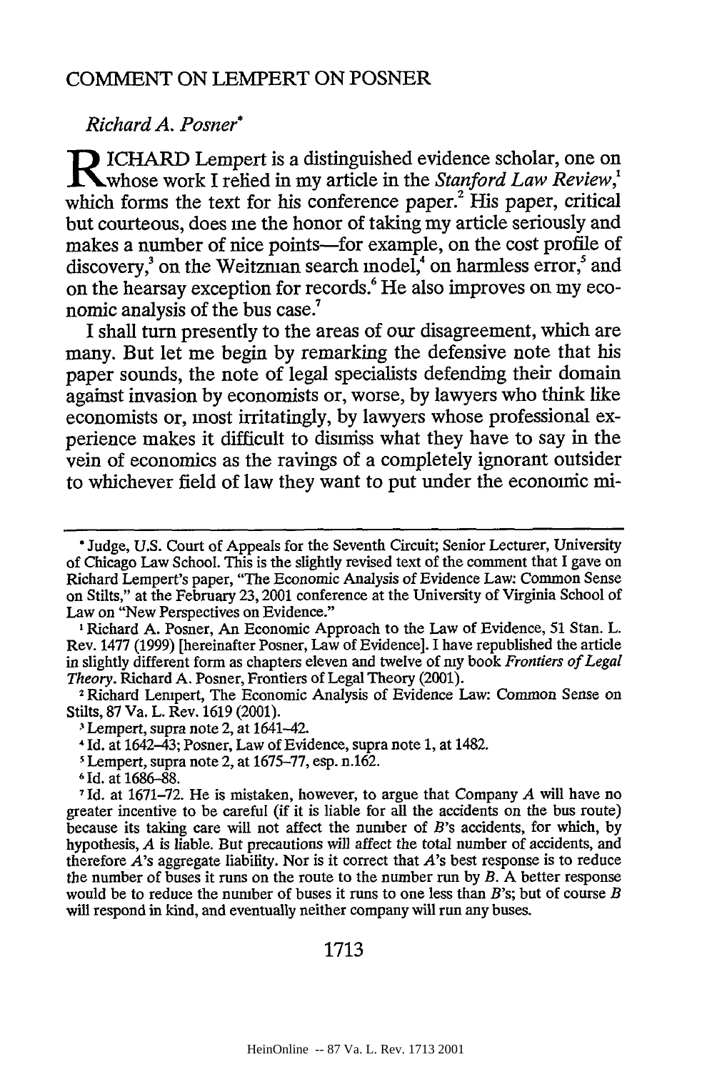## COMMENT ON LEMPERT ON POSNER

*Richard A. Posner**

RICHARD Lempert is a distinguished evidence scholar, one on whose work I relied in my article in the *Stanford Law Review*,[1] which forms the text for his conference paper.[2] His paper, critical but courteous, does me the honor of taking my article seriously and makes a number of nice points—for example, on the cost profile of discovery,[3] on the Weitzman search model,[4] on harmless error,[5] and on the hearsay exception for records.[6] He also improves on my economic analysis of the bus case.[7]

I shall turn presently to the areas of our disagreement, which are many. But let me begin by remarking the defensive note that his paper sounds, the note of legal specialists defending their domain against invasion by economists or, worse, by lawyers who think like economists or, most irritatingly, by lawyers whose professional experience makes it difficult to dismiss what they have to say in the vein of economics as the ravings of a completely ignorant outsider to whichever field of law they want to put under the economic mi-

---

* Judge, U.S. Court of Appeals for the Seventh Circuit; Senior Lecturer, University of Chicago Law School. This is the slightly revised text of the comment that I gave on Richard Lempert's paper, "The Economic Analysis of Evidence Law: Common Sense on Stilts," at the February 23, 2001 conference at the University of Virginia School of Law on "New Perspectives on Evidence."

[1] Richard A. Posner, An Economic Approach to the Law of Evidence, 51 Stan. L. Rev. 1477 (1999) [hereinafter Posner, Law of Evidence]. I have republished the article in slightly different form as chapters eleven and twelve of my book *Frontiers of Legal Theory*. Richard A. Posner, Frontiers of Legal Theory (2001).

[2] Richard Lempert, The Economic Analysis of Evidence Law: Common Sense on Stilts, 87 Va. L. Rev. 1619 (2001).

[3] Lempert, supra note 2, at 1641–42.

[4] Id. at 1642–43; Posner, Law of Evidence, supra note 1, at 1482.

[5] Lempert, supra note 2, at 1675–77, esp. n.162.

[6] Id. at 1686–88.

[7] Id. at 1671–72. He is mistaken, however, to argue that Company *A* will have no greater incentive to be careful (if it is liable for all the accidents on the bus route) because its taking care will not affect the number of *B*'s accidents, for which, by hypothesis, *A* is liable. But precautions will affect the total number of accidents, and therefore *A*'s aggregate liability. Nor is it correct that *A*'s best response is to reduce the number of buses it runs on the route to the number run by *B*. A better response would be to reduce the number of buses it runs to one less than *B*'s; but of course *B* will respond in kind, and eventually neither company will run any buses.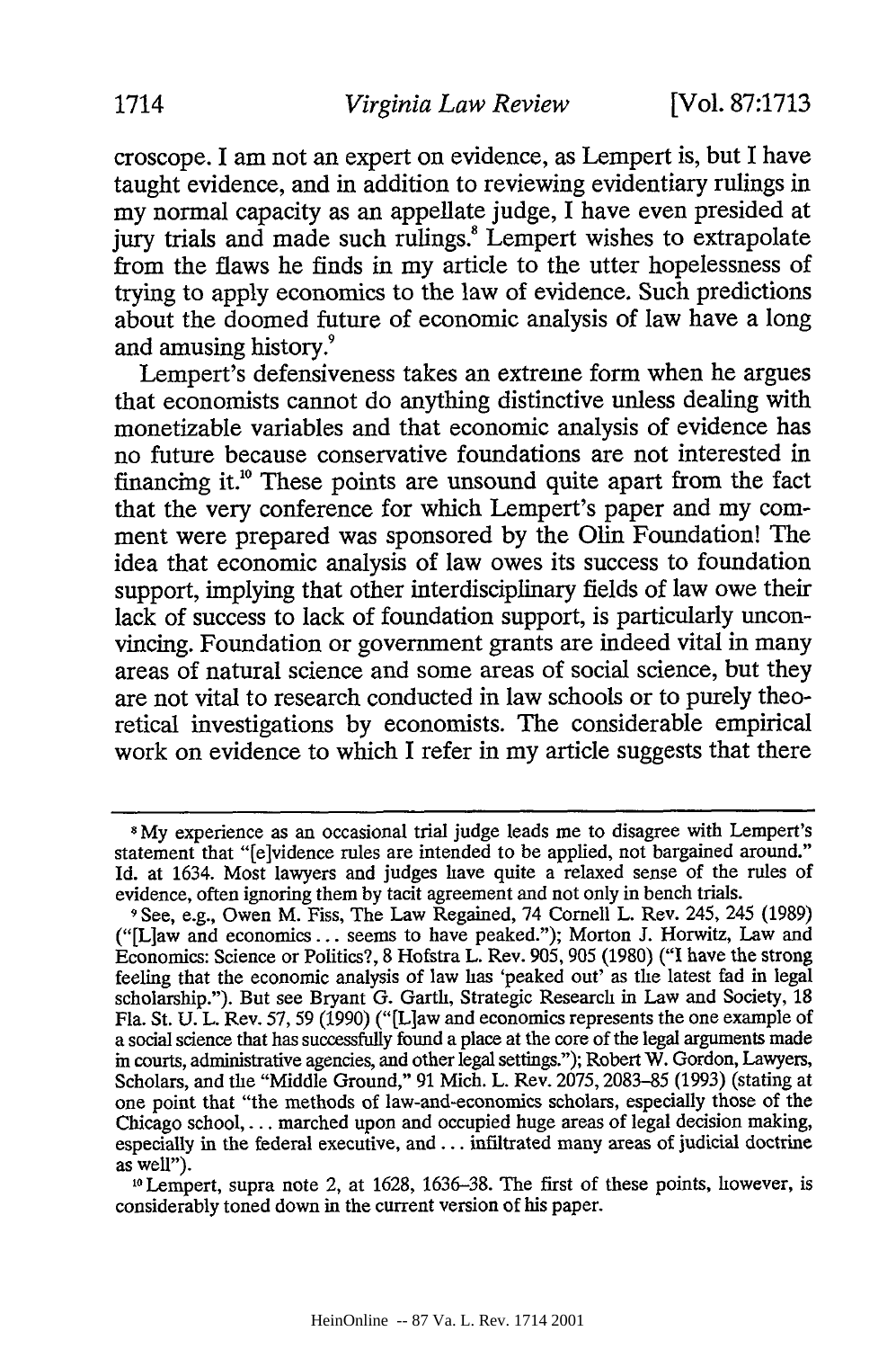croscope. I am not an expert on evidence, as Lempert is, but I have taught evidence, and in addition to reviewing evidentiary rulings in my normal capacity as an appellate judge, I have even presided at jury trials and made such rulings.[8] Lempert wishes to extrapolate from the flaws he finds in my article to the utter hopelessness of trying to apply economics to the law of evidence. Such predictions about the doomed future of economic analysis of law have a long and amusing history.[9]

Lempert's defensiveness takes an extreme form when he argues that economists cannot do anything distinctive unless dealing with monetizable variables and that economic analysis of evidence has no future because conservative foundations are not interested in financing it.[10] These points are unsound quite apart from the fact that the very conference for which Lempert's paper and my comment were prepared was sponsored by the Olin Foundation! The idea that economic analysis of law owes its success to foundation support, implying that other interdisciplinary fields of law owe their lack of success to lack of foundation support, is particularly unconvincing. Foundation or government grants are indeed vital in many areas of natural science and some areas of social science, but they are not vital to research conducted in law schools or to purely theoretical investigations by economists. The considerable empirical work on evidence to which I refer in my article suggests that there

---

[8] My experience as an occasional trial judge leads me to disagree with Lempert's statement that "[e]vidence rules are intended to be applied, not bargained around." Id. at 1634. Most lawyers and judges have quite a relaxed sense of the rules of evidence, often ignoring them by tacit agreement and not only in bench trials.

[9] See, e.g., Owen M. Fiss, The Law Regained, 74 Cornell L. Rev. 245, 245 (1989) ("[L]aw and economics ... seems to have peaked."); Morton J. Horwitz, Law and Economics: Science or Politics?, 8 Hofstra L. Rev. 905, 905 (1980) ("I have the strong feeling that the economic analysis of law has 'peaked out' as the latest fad in legal scholarship."). But see Bryant G. Garth, Strategic Research in Law and Society, 18 Fla. St. U. L. Rev. 57, 59 (1990) ("[L]aw and economics represents the one example of a social science that has successfully found a place at the core of the legal arguments made in courts, administrative agencies, and other legal settings."); Robert W. Gordon, Lawyers, Scholars, and the "Middle Ground," 91 Mich. L. Rev. 2075, 2083–85 (1993) (stating at one point that "the methods of law-and-economics scholars, especially those of the Chicago school, ... marched upon and occupied huge areas of legal decision making, especially in the federal executive, and ... infiltrated many areas of judicial doctrine as well").

[10] Lempert, supra note 2, at 1628, 1636–38. The first of these points, however, is considerably toned down in the current version of his paper.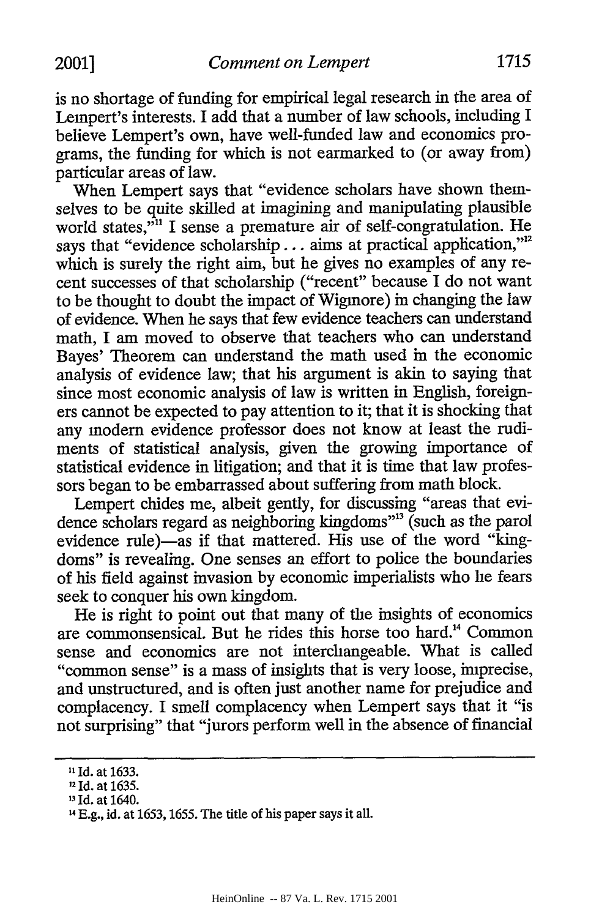is no shortage of funding for empirical legal research in the area of Lempert's interests. I add that a number of law schools, including I believe Lempert's own, have well-funded law and economics programs, the funding for which is not earmarked to (or away from) particular areas of law.

When Lempert says that "evidence scholars have shown themselves to be quite skilled at imagining and manipulating plausible world states,"[11] I sense a premature air of self-congratulation. He says that "evidence scholarship . . . aims at practical application,"[12] which is surely the right aim, but he gives no examples of any recent successes of that scholarship ("recent" because I do not want to be thought to doubt the impact of Wigmore) in changing the law of evidence. When he says that few evidence teachers can understand math, I am moved to observe that teachers who can understand Bayes' Theorem can understand the math used in the economic analysis of evidence law; that his argument is akin to saying that since most economic analysis of law is written in English, foreigners cannot be expected to pay attention to it; that it is shocking that any modern evidence professor does not know at least the rudiments of statistical analysis, given the growing importance of statistical evidence in litigation; and that it is time that law professors began to be embarrassed about suffering from math block.

Lempert chides me, albeit gently, for discussing "areas that evidence scholars regard as neighboring kingdoms"[13] (such as the parol evidence rule)—as if that mattered. His use of the word "kingdoms" is revealing. One senses an effort to police the boundaries of his field against invasion by economic imperialists who he fears seek to conquer his own kingdom.

He is right to point out that many of the insights of economics are commonsensical. But he rides this horse too hard.[14] Common sense and economics are not interchangeable. What is called "common sense" is a mass of insights that is very loose, imprecise, and unstructured, and is often just another name for prejudice and complacency. I smell complacency when Lempert says that it "is not surprising" that "jurors perform well in the absence of financial

---

[11] Id. at 1633.

[12] Id. at 1635.

[13] Id. at 1640.

[14] E.g., id. at 1653, 1655. The title of his paper says it all.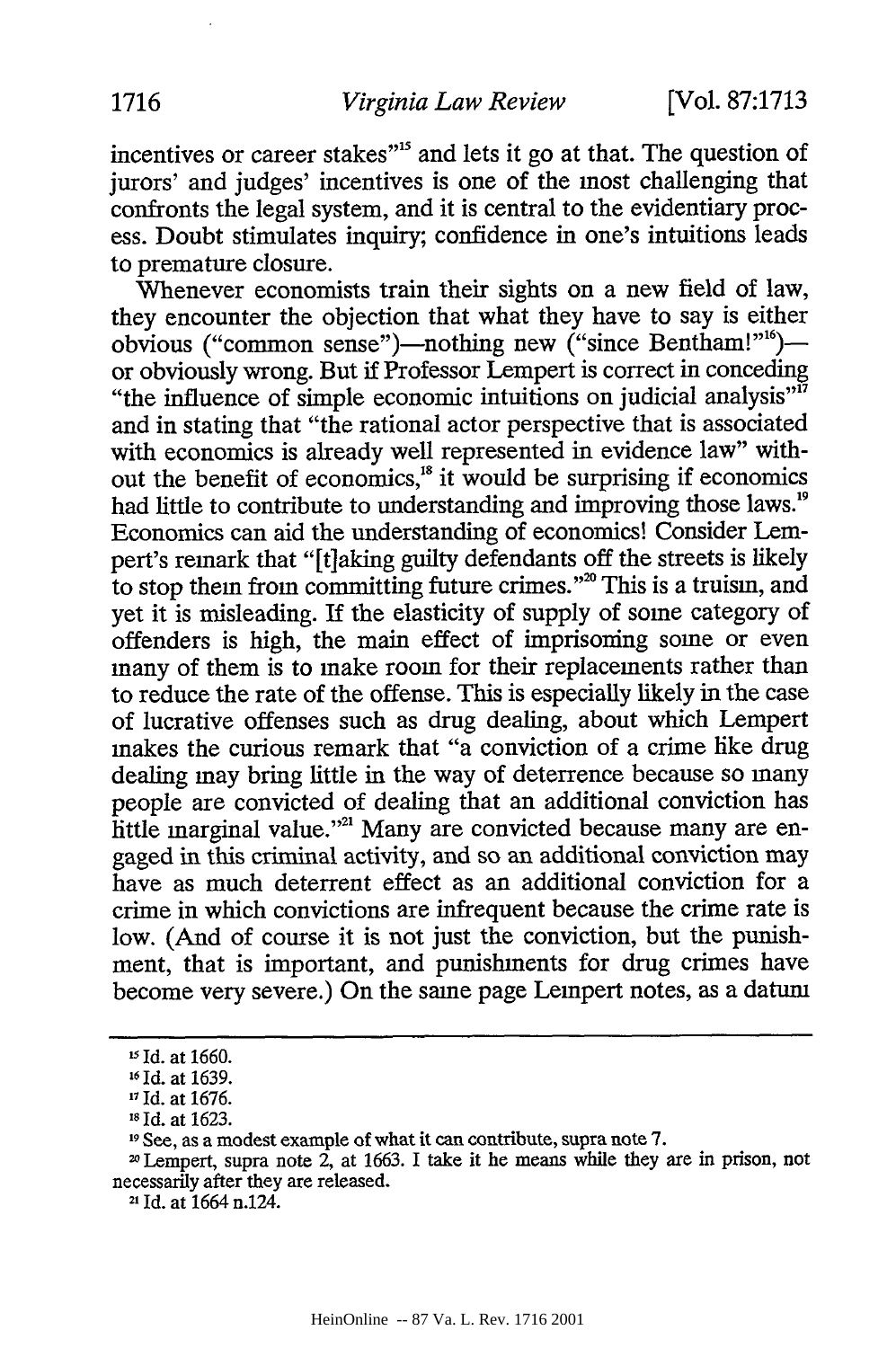incentives or career stakes"[15] and lets it go at that. The question of jurors' and judges' incentives is one of the most challenging that confronts the legal system, and it is central to the evidentiary process. Doubt stimulates inquiry; confidence in one's intuitions leads to premature closure.

Whenever economists train their sights on a new field of law, they encounter the objection that what they have to say is either obvious ("common sense")—nothing new ("since Bentham!"[16])—or obviously wrong. But if Professor Lempert is correct in conceding "the influence of simple economic intuitions on judicial analysis"[17] and in stating that "the rational actor perspective that is associated with economics is already well represented in evidence law" without the benefit of economics,[18] it would be surprising if economics had little to contribute to understanding and improving those laws.[19] Economics can aid the understanding of economics! Consider Lempert's remark that "[t]aking guilty defendants off the streets is likely to stop them from committing future crimes."[20] This is a truism, and yet it is misleading. If the elasticity of supply of some category of offenders is high, the main effect of imprisoning some or even many of them is to make room for their replacements rather than to reduce the rate of the offense. This is especially likely in the case of lucrative offenses such as drug dealing, about which Lempert makes the curious remark that "a conviction of a crime like drug dealing may bring little in the way of deterrence because so many people are convicted of dealing that an additional conviction has little marginal value."[21] Many are convicted because many are engaged in this criminal activity, and so an additional conviction may have as much deterrent effect as an additional conviction for a crime in which convictions are infrequent because the crime rate is low. (And of course it is not just the conviction, but the punishment, that is important, and punishments for drug crimes have become very severe.) On the same page Lempert notes, as a datum

---

[15] Id. at 1660.

[16] Id. at 1639.

[17] Id. at 1676.

[18] Id. at 1623.

[19] See, as a modest example of what it can contribute, supra note 7.

[20] Lempert, supra note 2, at 1663. I take it he means while they are in prison, not necessarily after they are released.

[21] Id. at 1664 n.124.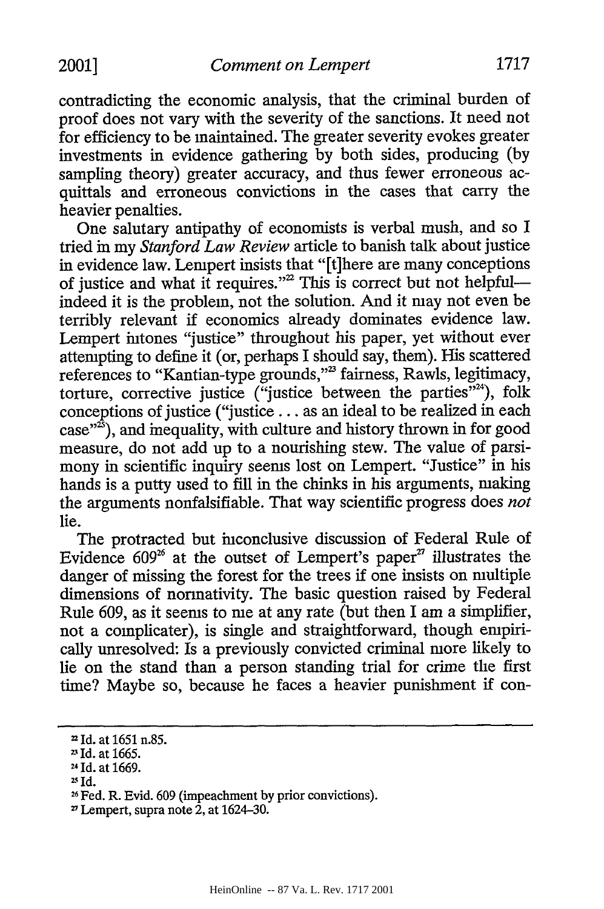contradicting the economic analysis, that the criminal burden of proof does not vary with the severity of the sanctions. It need not for efficiency to be maintained. The greater severity evokes greater investments in evidence gathering by both sides, producing (by sampling theory) greater accuracy, and thus fewer erroneous acquittals and erroneous convictions in the cases that carry the heavier penalties.

One salutary antipathy of economists is verbal mush, and so I tried in my *Stanford Law Review* article to banish talk about justice in evidence law. Lempert insists that "[t]here are many conceptions of justice and what it requires."[22] This is correct but not helpful—indeed it is the problem, not the solution. And it may not even be terribly relevant if economics already dominates evidence law. Lempert intones "justice" throughout his paper, yet without ever attempting to define it (or, perhaps I should say, them). His scattered references to "Kantian-type grounds,"[23] fairness, Rawls, legitimacy, torture, corrective justice ("justice between the parties"[24]), folk conceptions of justice ("justice . . . as an ideal to be realized in each case"[25]), and inequality, with culture and history thrown in for good measure, do not add up to a nourishing stew. The value of parsimony in scientific inquiry seems lost on Lempert. "Justice" in his hands is a putty used to fill in the chinks in his arguments, making the arguments nonfalsifiable. That way scientific progress does *not* lie.

The protracted but inconclusive discussion of Federal Rule of Evidence 609[26] at the outset of Lempert's paper[27] illustrates the danger of missing the forest for the trees if one insists on multiple dimensions of normativity. The basic question raised by Federal Rule 609, as it seems to me at any rate (but then I am a simplifier, not a complicater), is single and straightforward, though empirically unresolved: Is a previously convicted criminal more likely to lie on the stand than a person standing trial for crime the first time? Maybe so, because he faces a heavier punishment if con-

---

[22] Id. at 1651 n.85.

[23] Id. at 1665.

[24] Id. at 1669.

[25] Id.

[26] Fed. R. Evid. 609 (impeachment by prior convictions).

[27] Lempert, supra note 2, at 1624–30.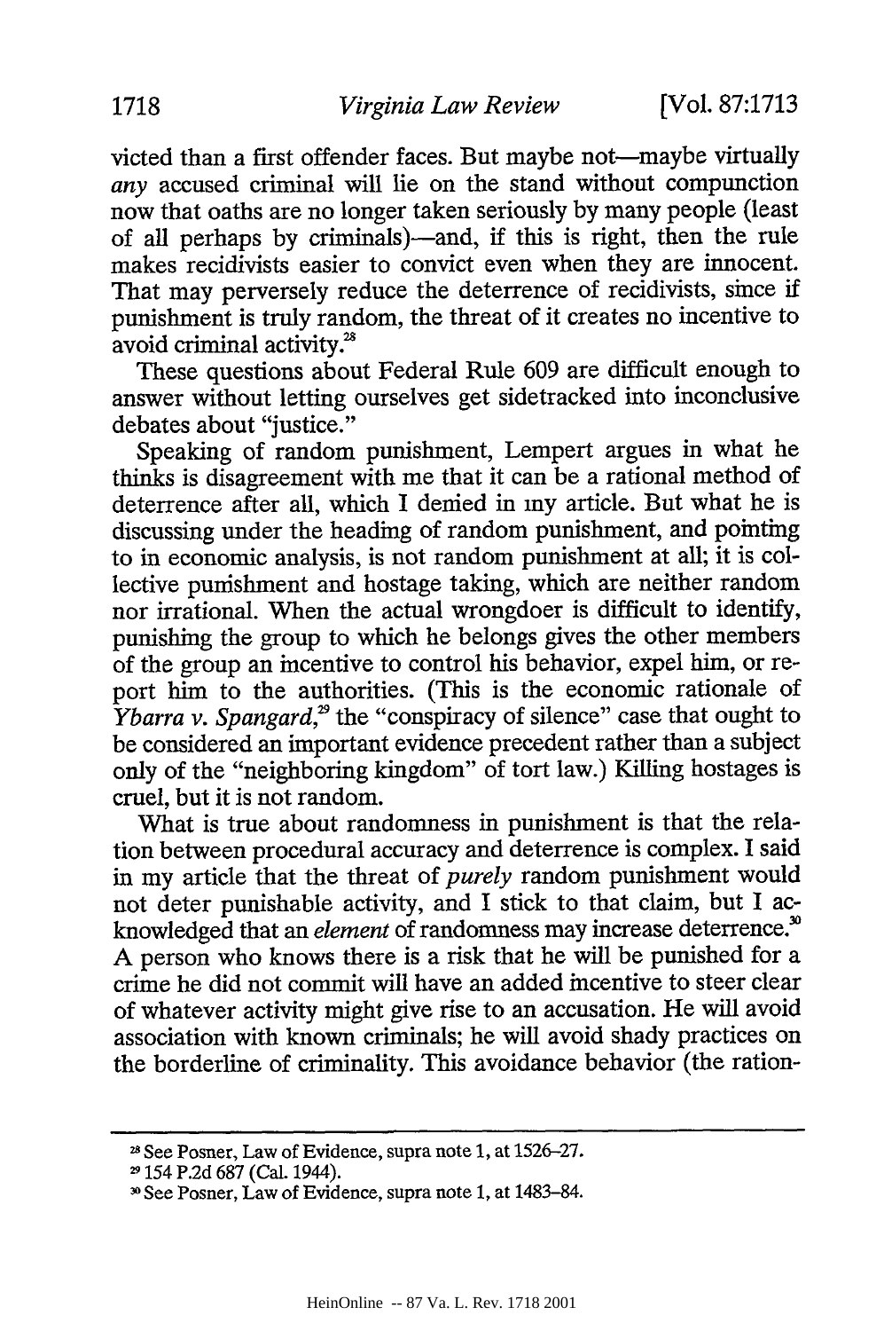victed than a first offender faces. But maybe not—maybe virtually *any* accused criminal will lie on the stand without compunction now that oaths are no longer taken seriously by many people (least of all perhaps by criminals)—and, if this is right, then the rule makes recidivists easier to convict even when they are innocent. That may perversely reduce the deterrence of recidivists, since if punishment is truly random, the threat of it creates no incentive to avoid criminal activity.[28]

These questions about Federal Rule 609 are difficult enough to answer without letting ourselves get sidetracked into inconclusive debates about "justice."

Speaking of random punishment, Lempert argues in what he thinks is disagreement with me that it can be a rational method of deterrence after all, which I denied in my article. But what he is discussing under the heading of random punishment, and pointing to in economic analysis, is not random punishment at all; it is collective punishment and hostage taking, which are neither random nor irrational. When the actual wrongdoer is difficult to identify, punishing the group to which he belongs gives the other members of the group an incentive to control his behavior, expel him, or report him to the authorities. (This is the economic rationale of *Ybarra v. Spangard*,[29] the "conspiracy of silence" case that ought to be considered an important evidence precedent rather than a subject only of the "neighboring kingdom" of tort law.) Killing hostages is cruel, but it is not random.

What is true about randomness in punishment is that the relation between procedural accuracy and deterrence is complex. I said in my article that the threat of *purely* random punishment would not deter punishable activity, and I stick to that claim, but I acknowledged that an *element* of randomness may increase deterrence.[30] A person who knows there is a risk that he will be punished for a crime he did not commit will have an added incentive to steer clear of whatever activity might give rise to an accusation. He will avoid association with known criminals; he will avoid shady practices on the borderline of criminality. This avoidance behavior (the ration-

---

[28] See Posner, Law of Evidence, supra note 1, at 1526–27.

[29] 154 P.2d 687 (Cal. 1944).

[30] See Posner, Law of Evidence, supra note 1, at 1483–84.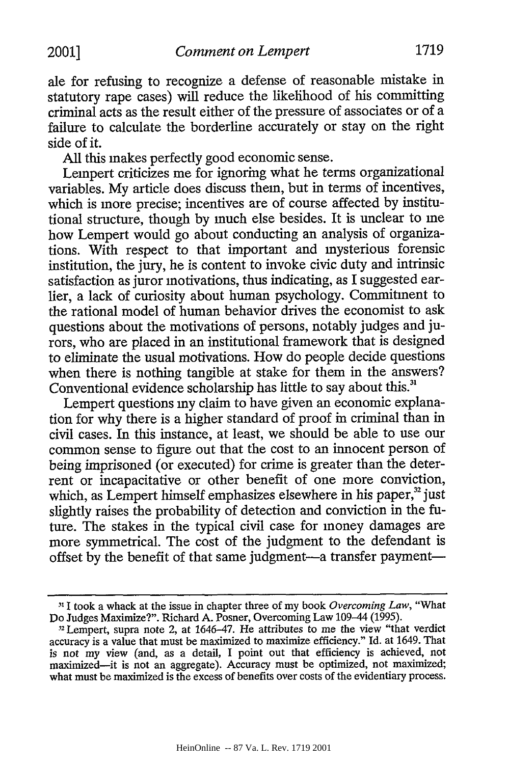ale for refusing to recognize a defense of reasonable mistake in statutory rape cases) will reduce the likelihood of his committing criminal acts as the result either of the pressure of associates or of a failure to calculate the borderline accurately or stay on the right side of it.

All this makes perfectly good economic sense.

Lempert criticizes me for ignoring what he terms organizational variables. My article does discuss them, but in terms of incentives, which is more precise; incentives are of course affected by institutional structure, though by much else besides. It is unclear to me how Lempert would go about conducting an analysis of organizations. With respect to that important and mysterious forensic institution, the jury, he is content to invoke civic duty and intrinsic satisfaction as juror motivations, thus indicating, as I suggested earlier, a lack of curiosity about human psychology. Commitment to the rational model of human behavior drives the economist to ask questions about the motivations of persons, notably judges and jurors, who are placed in an institutional framework that is designed to eliminate the usual motivations. How do people decide questions when there is nothing tangible at stake for them in the answers? Conventional evidence scholarship has little to say about this.[31]

Lempert questions my claim to have given an economic explanation for why there is a higher standard of proof in criminal than in civil cases. In this instance, at least, we should be able to use our common sense to figure out that the cost to an innocent person of being imprisoned (or executed) for crime is greater than the deterrent or incapacitative or other benefit of one more conviction, which, as Lempert himself emphasizes elsewhere in his paper,[32] just slightly raises the probability of detection and conviction in the future. The stakes in the typical civil case for money damages are more symmetrical. The cost of the judgment to the defendant is offset by the benefit of that same judgment—a transfer payment—

---

[31] I took a whack at the issue in chapter three of my book *Overcoming Law*, "What Do Judges Maximize?". Richard A. Posner, Overcoming Law 109–44 (1995).

[32] Lempert, supra note 2, at 1646–47. He attributes to me the view "that verdict accuracy is a value that must be maximized to maximize efficiency." Id. at 1649. That is not my view (and, as a detail, I point out that efficiency is achieved, not maximized—it is not an aggregate). Accuracy must be optimized, not maximized; what must be maximized is the excess of benefits over costs of the evidentiary process.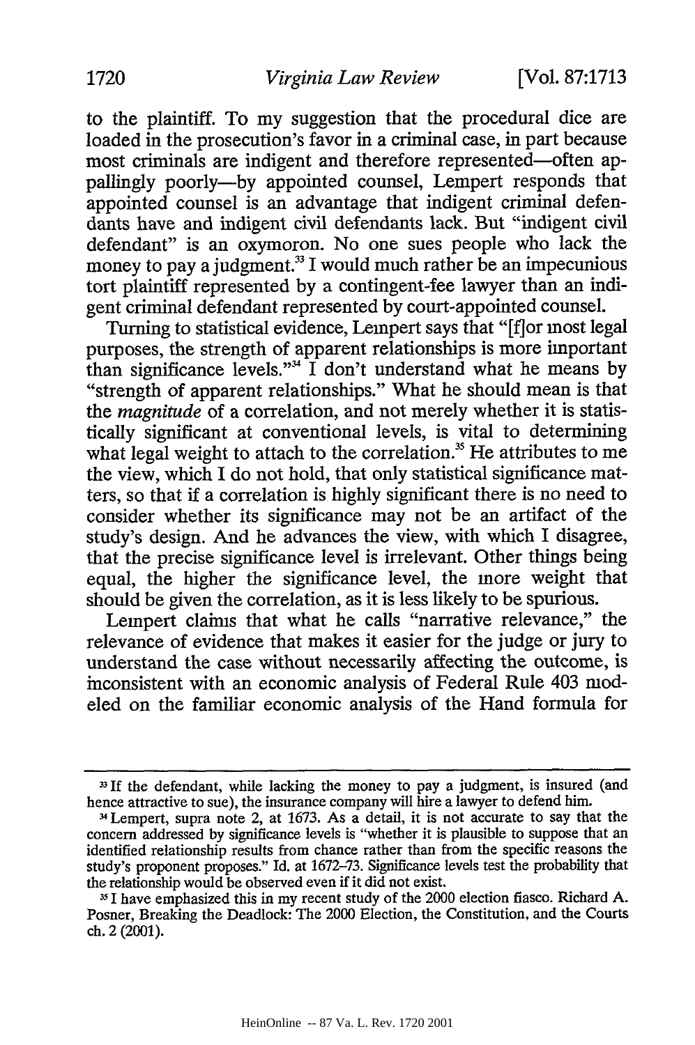to the plaintiff. To my suggestion that the procedural dice are loaded in the prosecution's favor in a criminal case, in part because most criminals are indigent and therefore represented—often appallingly poorly—by appointed counsel, Lempert responds that appointed counsel is an advantage that indigent criminal defendants have and indigent civil defendants lack. But "indigent civil defendant" is an oxymoron. No one sues people who lack the money to pay a judgment.[33] I would much rather be an impecunious tort plaintiff represented by a contingent-fee lawyer than an indigent criminal defendant represented by court-appointed counsel.

Turning to statistical evidence, Lempert says that "[f]or most legal purposes, the strength of apparent relationships is more important than significance levels."[34] I don't understand what he means by "strength of apparent relationships." What he should mean is that the *magnitude* of a correlation, and not merely whether it is statistically significant at conventional levels, is vital to determining what legal weight to attach to the correlation.[35] He attributes to me the view, which I do not hold, that only statistical significance matters, so that if a correlation is highly significant there is no need to consider whether its significance may not be an artifact of the study's design. And he advances the view, with which I disagree, that the precise significance level is irrelevant. Other things being equal, the higher the significance level, the more weight that should be given the correlation, as it is less likely to be spurious.

Lempert claims that what he calls "narrative relevance," the relevance of evidence that makes it easier for the judge or jury to understand the case without necessarily affecting the outcome, is inconsistent with an economic analysis of Federal Rule 403 modeled on the familiar economic analysis of the Hand formula for

---

[33] If the defendant, while lacking the money to pay a judgment, is insured (and hence attractive to sue), the insurance company will hire a lawyer to defend him.

[34] Lempert, supra note 2, at 1673. As a detail, it is not accurate to say that the concern addressed by significance levels is "whether it is plausible to suppose that an identified relationship results from chance rather than from the specific reasons the study's proponent proposes." Id. at 1672–73. Significance levels test the probability that the relationship would be observed even if it did not exist.

[35] I have emphasized this in my recent study of the 2000 election fiasco. Richard A. Posner, Breaking the Deadlock: The 2000 Election, the Constitution, and the Courts ch. 2 (2001).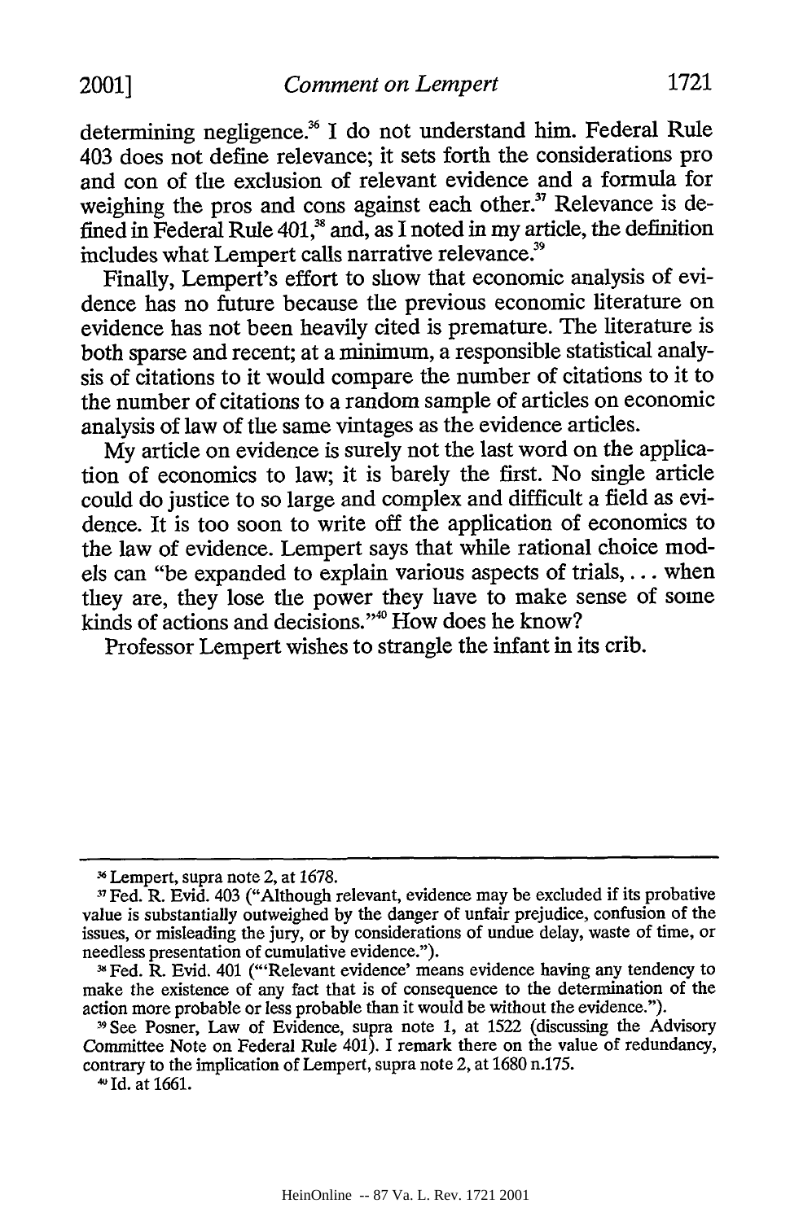determining negligence.[36] I do not understand him. Federal Rule 403 does not define relevance; it sets forth the considerations pro and con of the exclusion of relevant evidence and a formula for weighing the pros and cons against each other.[37] Relevance is defined in Federal Rule 401,[38] and, as I noted in my article, the definition includes what Lempert calls narrative relevance.[39]

Finally, Lempert's effort to show that economic analysis of evidence has no future because the previous economic literature on evidence has not been heavily cited is premature. The literature is both sparse and recent; at a minimum, a responsible statistical analysis of citations to it would compare the number of citations to it to the number of citations to a random sample of articles on economic analysis of law of the same vintages as the evidence articles.

My article on evidence is surely not the last word on the application of economics to law; it is barely the first. No single article could do justice to so large and complex and difficult a field as evidence. It is too soon to write off the application of economics to the law of evidence. Lempert says that while rational choice models can "be expanded to explain various aspects of trials, . . . when they are, they lose the power they have to make sense of some kinds of actions and decisions."[40] How does he know?

Professor Lempert wishes to strangle the infant in its crib.

---

[36] Lempert, supra note 2, at 1678.

[37] Fed. R. Evid. 403 ("Although relevant, evidence may be excluded if its probative value is substantially outweighed by the danger of unfair prejudice, confusion of the issues, or misleading the jury, or by considerations of undue delay, waste of time, or needless presentation of cumulative evidence.").

[38] Fed. R. Evid. 401 ("'Relevant evidence' means evidence having any tendency to make the existence of any fact that is of consequence to the determination of the action more probable or less probable than it would be without the evidence.").

[39] See Posner, Law of Evidence, supra note 1, at 1522 (discussing the Advisory Committee Note on Federal Rule 401). I remark there on the value of redundancy, contrary to the implication of Lempert, supra note 2, at 1680 n.175.

[40] Id. at 1661.